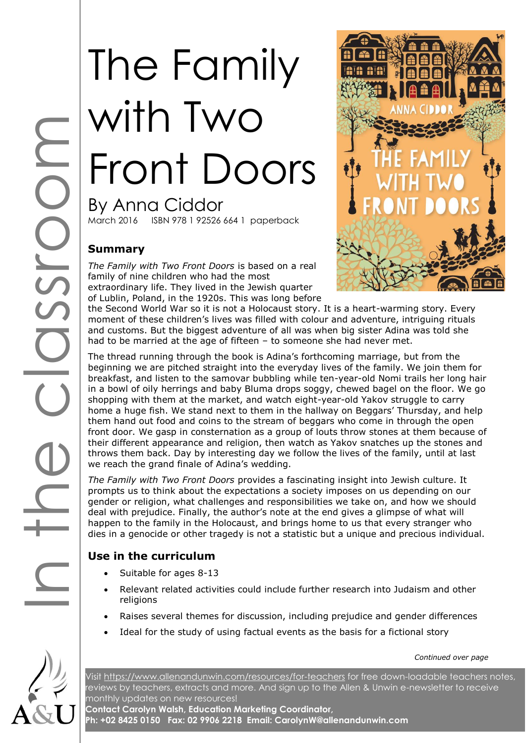In the classroom

# The Family with Two Front Doors

## By Anna Ciddor

March 2016 ISBN 978 1 92526 664 1 paperback

### Summary

*The Family with Two Front Doors* is based on a real family of nine children who had the most extraordinary life. They lived in the Jewish quarter of Lublin, Poland, in the 1920s. This was long before the Second World War so it is not a Holocaust story. It is a heart-warming story. Every moment of these children's lives was filled with colour and adventure, intriguing rituals and customs. But the biggest adventure of all was when big sister Adina was told she had to be married at the age of fifteen – to someone she had never met.

The thread running through the book is Adina's forthcoming marriage, but from the beginning we are pitched straight into the everyday lives of the family. We join them for breakfast, and listen to the samovar bubbling while ten-year-old Nomi trails her long hair in a bowl of oily herrings and baby Bluma drops soggy, chewed bagel on the floor. We go shopping with them at the market, and watch eight-year-old Yakov struggle to carry home a huge fish. We stand next to them in the hallway on Beggars' Thursday, and help them hand out food and coins to the stream of beggars who come in through the open front door. We gasp in consternation as a group of louts throw stones at them because of their different appearance and religion, then watch as Yakov snatches up the stones and throws them back. Day by interesting day we follow the lives of the family, until at last we reach the grand finale of Adina's wedding.

*The Family with Two Front Doors* provides a fascinating insight into Jewish culture. It prompts us to think about the expectations a society imposes on us depending on our gender or religion, what challenges and responsibilities we take on, and how we should deal with prejudice. Finally, the author's note at the end gives a glimpse of what will happen to the family in the Holocaust, and brings home to us that every stranger who dies in a genocide or other tragedy is not a statistic but a unique and precious individual.

### Use in the curriculum

- Suitable for ages 8-13
- Relevant related activities could include further research into Judaism and other religions
- Raises several themes for discussion, including prejudice and gender differences
- Ideal for the study of using factual events as the basis for a fictional story

*Continued over page*

Visit https://www.allenandunwin.com/resources/for-teachers for free down-loadable teachers notes, reviews by teachers, extracts and more. And sign up to the Allen & Unwin e-newsletter to receive monthly updates on new resources!

**Contact Carolyn Walsh, Education Marketing Coordinator,**
**Ph: +02 8425 0150 Fax: 02 9906 2218 Email: CarolynW@allenandunwin.com**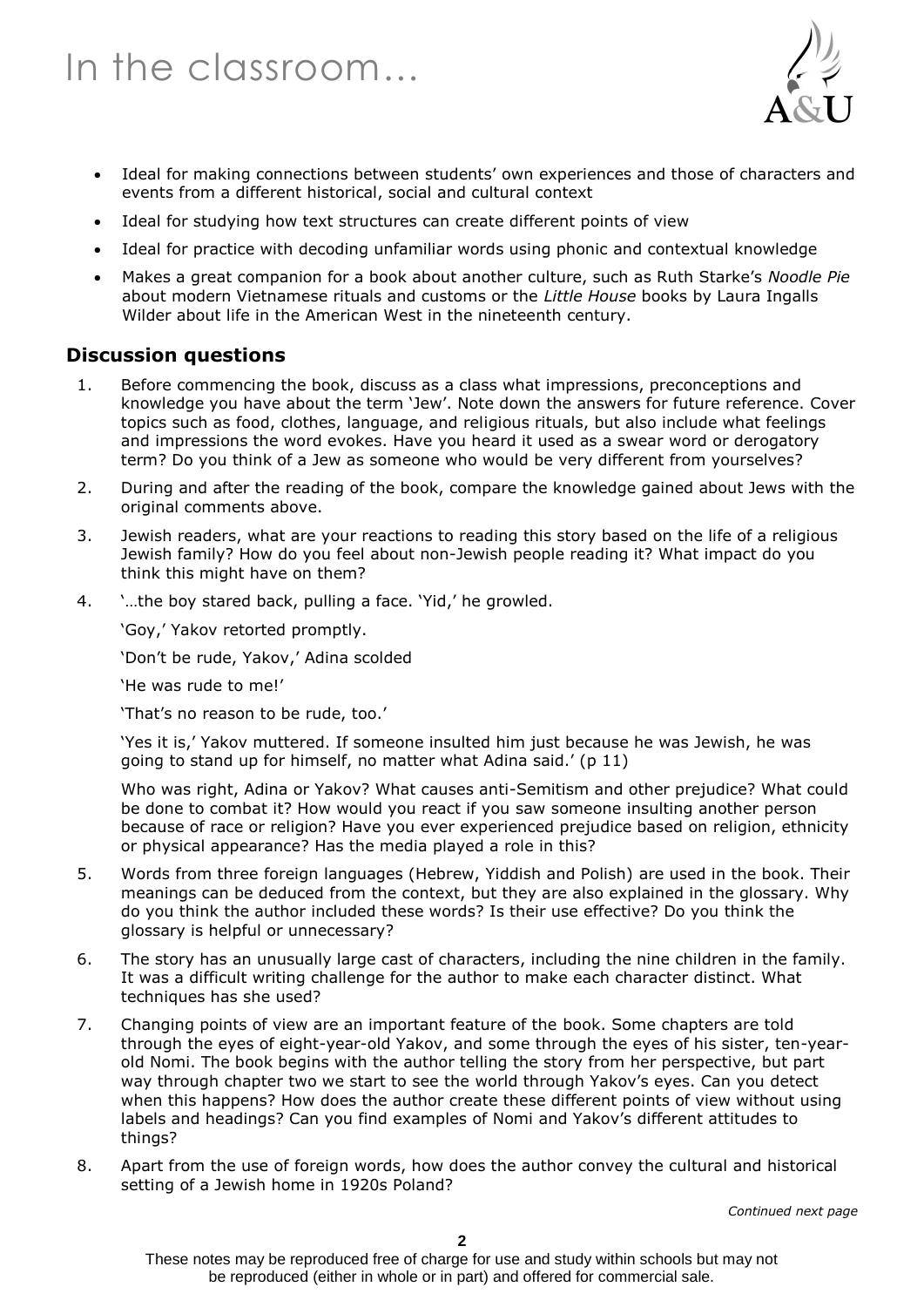- Ideal for making connections between students' own experiences and those of characters and events from a different historical, social and cultural context
- Ideal for studying how text structures can create different points of view
- Ideal for practice with decoding unfamiliar words using phonic and contextual knowledge
- Makes a great companion for a book about another culture, such as Ruth Starke's *Noodle Pie* about modern Vietnamese rituals and customs or the *Little House* books by Laura Ingalls Wilder about life in the American West in the nineteenth century.

## Discussion questions

1. Before commencing the book, discuss as a class what impressions, preconceptions and knowledge you have about the term 'Jew'. Note down the answers for future reference. Cover topics such as food, clothes, language, and religious rituals, but also include what feelings and impressions the word evokes. Have you heard it used as a swear word or derogatory term? Do you think of a Jew as someone who would be very different from yourselves?
2. During and after the reading of the book, compare the knowledge gained about Jews with the original comments above.
3. Jewish readers, what are your reactions to reading this story based on the life of a religious Jewish family? How do you feel about non-Jewish people reading it? What impact do you think this might have on them?
4. '…the boy stared back, pulling a face. 'Yid,' he growled.

   'Goy,' Yakov retorted promptly.

   'Don't be rude, Yakov,' Adina scolded

   'He was rude to me!'

   'That's no reason to be rude, too.'

   'Yes it is,' Yakov muttered. If someone insulted him just because he was Jewish, he was going to stand up for himself, no matter what Adina said.' (p 11)

   Who was right, Adina or Yakov? What causes anti-Semitism and other prejudice? What could be done to combat it? How would you react if you saw someone insulting another person because of race or religion? Have you ever experienced prejudice based on religion, ethnicity or physical appearance? Has the media played a role in this?
5. Words from three foreign languages (Hebrew, Yiddish and Polish) are used in the book. Their meanings can be deduced from the context, but they are also explained in the glossary. Why do you think the author included these words? Is their use effective? Do you think the glossary is helpful or unnecessary?
6. The story has an unusually large cast of characters, including the nine children in the family. It was a difficult writing challenge for the author to make each character distinct. What techniques has she used?
7. Changing points of view are an important feature of the book. Some chapters are told through the eyes of eight-year-old Yakov, and some through the eyes of his sister, ten-year-old Nomi. The book begins with the author telling the story from her perspective, but part way through chapter two we start to see the world through Yakov's eyes. Can you detect when this happens? How does the author create these different points of view without using labels and headings? Can you find examples of Nomi and Yakov's different attitudes to things?
8. Apart from the use of foreign words, how does the author convey the cultural and historical setting of a Jewish home in 1920s Poland?

*Continued next page*

These notes may be reproduced free of charge for use and study within schools but may not be reproduced (either in whole or in part) and offered for commercial sale.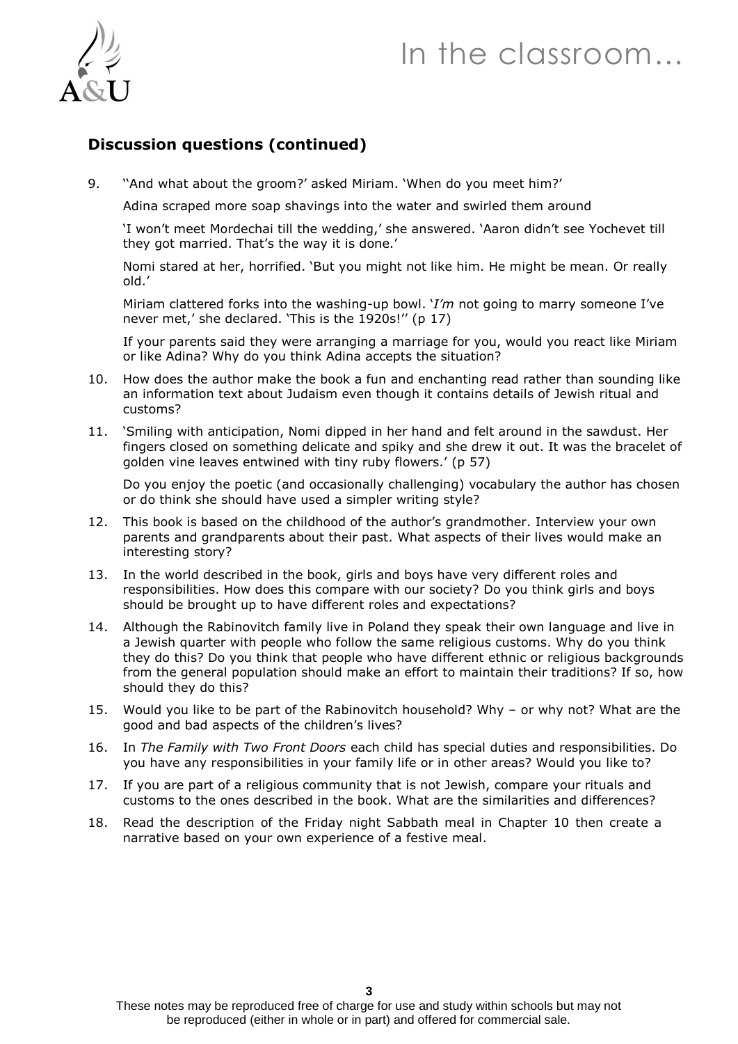## Discussion questions (continued)

9. ''And what about the groom?' asked Miriam. 'When do you meet him?'

   Adina scraped more soap shavings into the water and swirled them around

   'I won't meet Mordechai till the wedding,' she answered. 'Aaron didn't see Yochevet till they got married. That's the way it is done.'

   Nomi stared at her, horrified. 'But you might not like him. He might be mean. Or really old.'

   Miriam clattered forks into the washing-up bowl. '*I'm* not going to marry someone I've never met,' she declared. 'This is the 1920s!'' (p 17)

   If your parents said they were arranging a marriage for you, would you react like Miriam or like Adina? Why do you think Adina accepts the situation?

10. How does the author make the book a fun and enchanting read rather than sounding like an information text about Judaism even though it contains details of Jewish ritual and customs?

11. 'Smiling with anticipation, Nomi dipped in her hand and felt around in the sawdust. Her fingers closed on something delicate and spiky and she drew it out. It was the bracelet of golden vine leaves entwined with tiny ruby flowers.' (p 57)

    Do you enjoy the poetic (and occasionally challenging) vocabulary the author has chosen or do think she should have used a simpler writing style?

12. This book is based on the childhood of the author's grandmother. Interview your own parents and grandparents about their past. What aspects of their lives would make an interesting story?

13. In the world described in the book, girls and boys have very different roles and responsibilities. How does this compare with our society? Do you think girls and boys should be brought up to have different roles and expectations?

14. Although the Rabinovitch family live in Poland they speak their own language and live in a Jewish quarter with people who follow the same religious customs. Why do you think they do this? Do you think that people who have different ethnic or religious backgrounds from the general population should make an effort to maintain their traditions? If so, how should they do this?

15. Would you like to be part of the Rabinovitch household? Why – or why not? What are the good and bad aspects of the children's lives?

16. In *The Family with Two Front Doors* each child has special duties and responsibilities. Do you have any responsibilities in your family life or in other areas? Would you like to?

17. If you are part of a religious community that is not Jewish, compare your rituals and customs to the ones described in the book. What are the similarities and differences?

18. Read the description of the Friday night Sabbath meal in Chapter 10 then create a narrative based on your own experience of a festive meal.

These notes may be reproduced free of charge for use and study within schools but may not be reproduced (either in whole or in part) and offered for commercial sale.